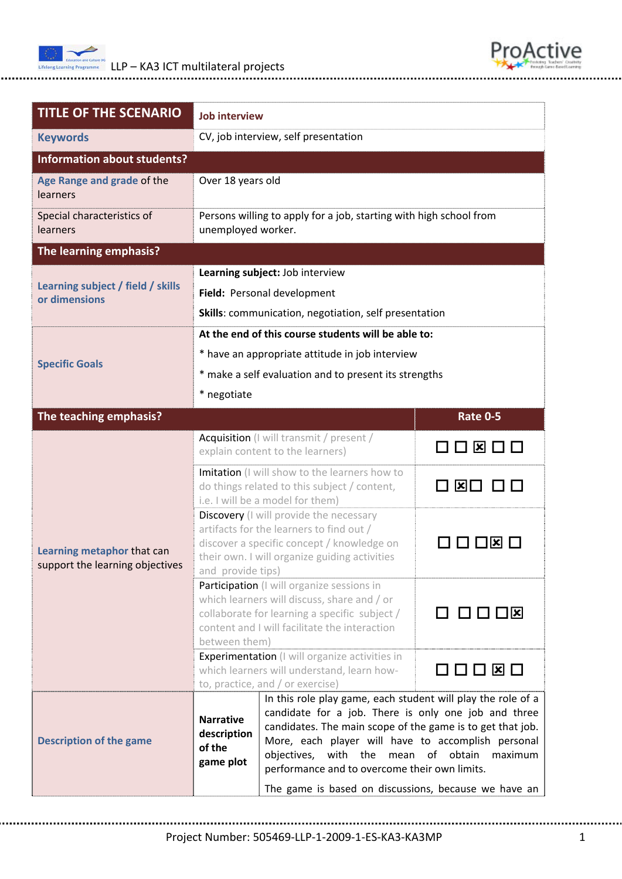| TITLE OF THE SCENARIO | Job interview | |
|---|---|---|
| **Keywords** | CV, job interview, self presentation | |
| **Information about students?** | | |
| **Age Range and grade** of the learners | Over 18 years old | |
| Special characteristics of learners | Persons willing to apply for a job, starting with high school from unemployed worker. | |
| **The learning emphasis?** | | |
| **Learning subject / field / skills or dimensions** | **Learning subject:** Job interview<br>**Field:** Personal development<br>**Skills**: communication, negotiation, self presentation | |
| **Specific Goals** | **At the end of this course students will be able to:**<br>* have an appropriate attitude in job interview<br>* make a self evaluation and to present its strengths<br>* negotiate | |
| **The teaching emphasis?** | | **Rate 0-5** |
| **Learning metaphor** that can support the learning objectives | Acquisition (I will transmit / present / explain content to the learners) | ☐ ☐ ☒ ☐ ☐ |
| | Imitation (I will show to the learners how to do things related to this subject / content, i.e. I will be a model for them) | ☐ ☒ ☐ ☐ ☐ |
| | Discovery (I will provide the necessary artifacts for the learners to find out / discover a specific concept / knowledge on their own. I will organize guiding activities and provide tips) | ☐ ☐ ☐ ☒ ☐ |
| | Participation (I will organize sessions in which learners will discuss, share and / or collaborate for learning a specific subject / content and I will facilitate the interaction between them) | ☐ ☐ ☐ ☐ ☒ |
| | Experimentation (I will organize activities in which learners will understand, learn how-to, practice, and / or exercise) | ☐ ☐ ☐ ☒ ☐ |
| **Description of the game** | **Narrative description of the game plot** | In this role play game, each student will play the role of a candidate for a job. There is only one job and three candidates. The main scope of the game is to get that job. More, each player will have to accomplish personal objectives, with the mean of obtain maximum performance and to overcome their own limits.<br>The game is based on discussions, because we have an |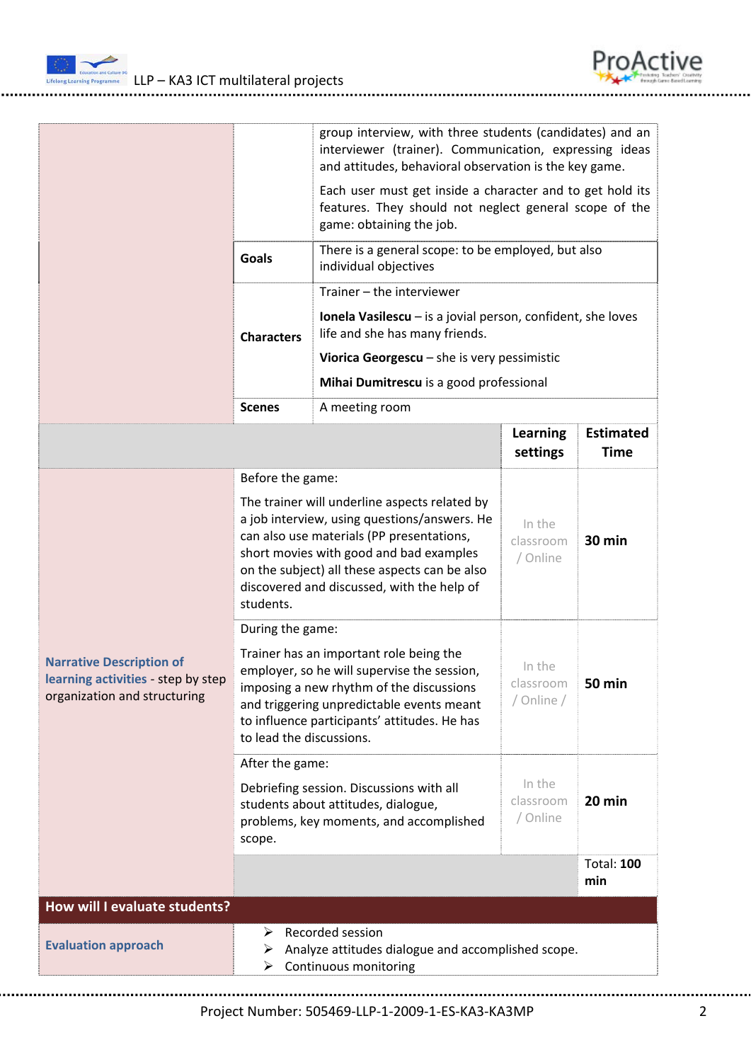| | | | | |
|---|---|---|---|---|
| | | group interview, with three students (candidates) and an interviewer (trainer). Communication, expressing ideas and attitudes, behavioral observation is the key game.<br><br>Each user must get inside a character and to get hold its features. They should not neglect general scope of the game: obtaining the job. | | |
| | **Goals** | There is a general scope: to be employed, but also individual objectives | | |
| | **Characters** | Trainer – the interviewer<br><br>**Ionela Vasilescu** – is a jovial person, confident, she loves life and she has many friends.<br><br>**Viorica Georgescu** – she is very pessimistic<br><br>**Mihai Dumitrescu** is a good professional | | |
| | **Scenes** | A meeting room | | |
| | | | **Learning settings** | **Estimated Time** |
| **Narrative Description of learning activities** - step by step organization and structuring | Before the game:<br><br>The trainer will underline aspects related by a job interview, using questions/answers. He can also use materials (PP presentations, short movies with good and bad examples on the subject) all these aspects can be also discovered and discussed, with the help of students. | | In the classroom / Online | **30 min** |
| | During the game:<br><br>Trainer has an important role being the employer, so he will supervise the session, imposing a new rhythm of the discussions and triggering unpredictable events meant to influence participants' attitudes. He has to lead the discussions. | | In the classroom / Online / | **50 min** |
| | After the game:<br><br>Debriefing session. Discussions with all students about attitudes, dialogue, problems, key moments, and accomplished scope. | | In the classroom / Online | **20 min** |
| | | | | Total: **100 min** |

**How will I evaluate students?**

| | |
|---|---|
| **Evaluation approach** | ➢ Recorded session<br>➢ Analyze attitudes dialogue and accomplished scope.<br>➢ Continuous monitoring |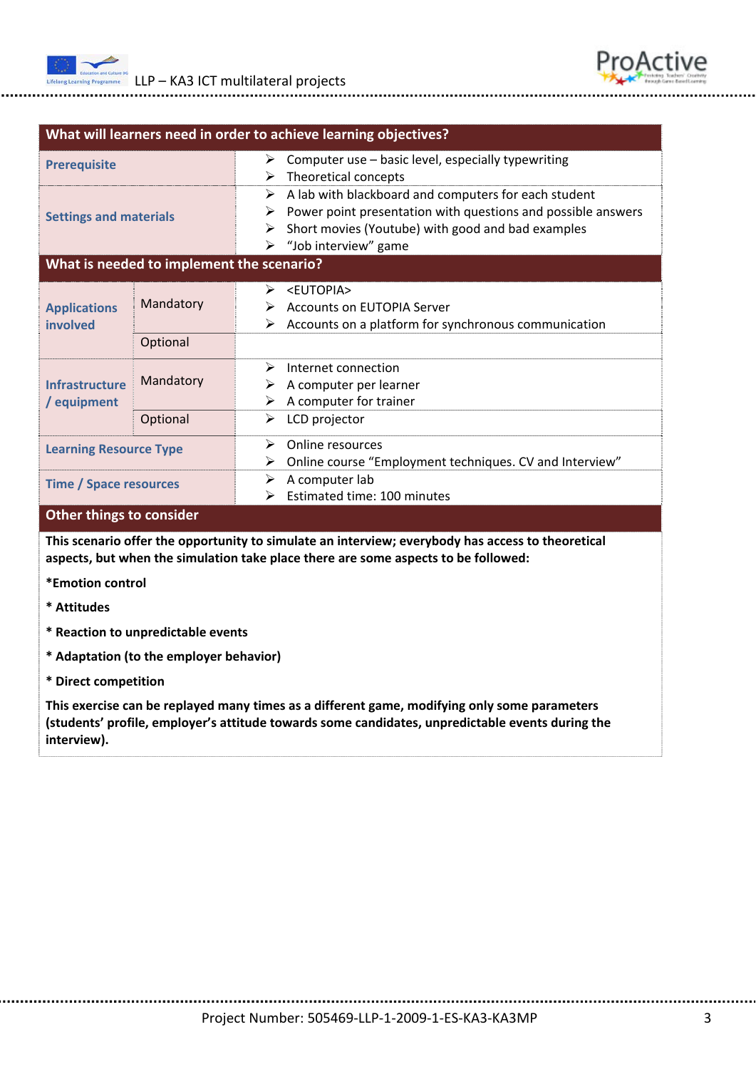| What will learners need in order to achieve learning objectives? | | |
|---|---|---|
| Prerequisite | | ➢ Computer use – basic level, especially typewriting<br>➢ Theoretical concepts |
| Settings and materials | | ➢ A lab with blackboard and computers for each student<br>➢ Power point presentation with questions and possible answers<br>➢ Short movies (Youtube) with good and bad examples<br>➢ "Job interview" game |
| **What is needed to implement the scenario?** | | |
| Applications involved | Mandatory | ➢ <EUTOPIA><br>➢ Accounts on EUTOPIA Server<br>➢ Accounts on a platform for synchronous communication |
| | Optional | |
| Infrastructure / equipment | Mandatory | ➢ Internet connection<br>➢ A computer per learner<br>➢ A computer for trainer |
| | Optional | ➢ LCD projector |
| Learning Resource Type | | ➢ Online resources<br>➢ Online course "Employment techniques. CV and Interview" |
| Time / Space resources | | ➢ A computer lab<br>➢ Estimated time: 100 minutes |

## Other things to consider

**This scenario offer the opportunity to simulate an interview; everybody has access to theoretical aspects, but when the simulation take place there are some aspects to be followed:**

**\*Emotion control**

**\* Attitudes**

**\* Reaction to unpredictable events**

**\* Adaptation (to the employer behavior)**

**\* Direct competition**

**This exercise can be replayed many times as a different game, modifying only some parameters (students' profile, employer's attitude towards some candidates, unpredictable events during the interview).**